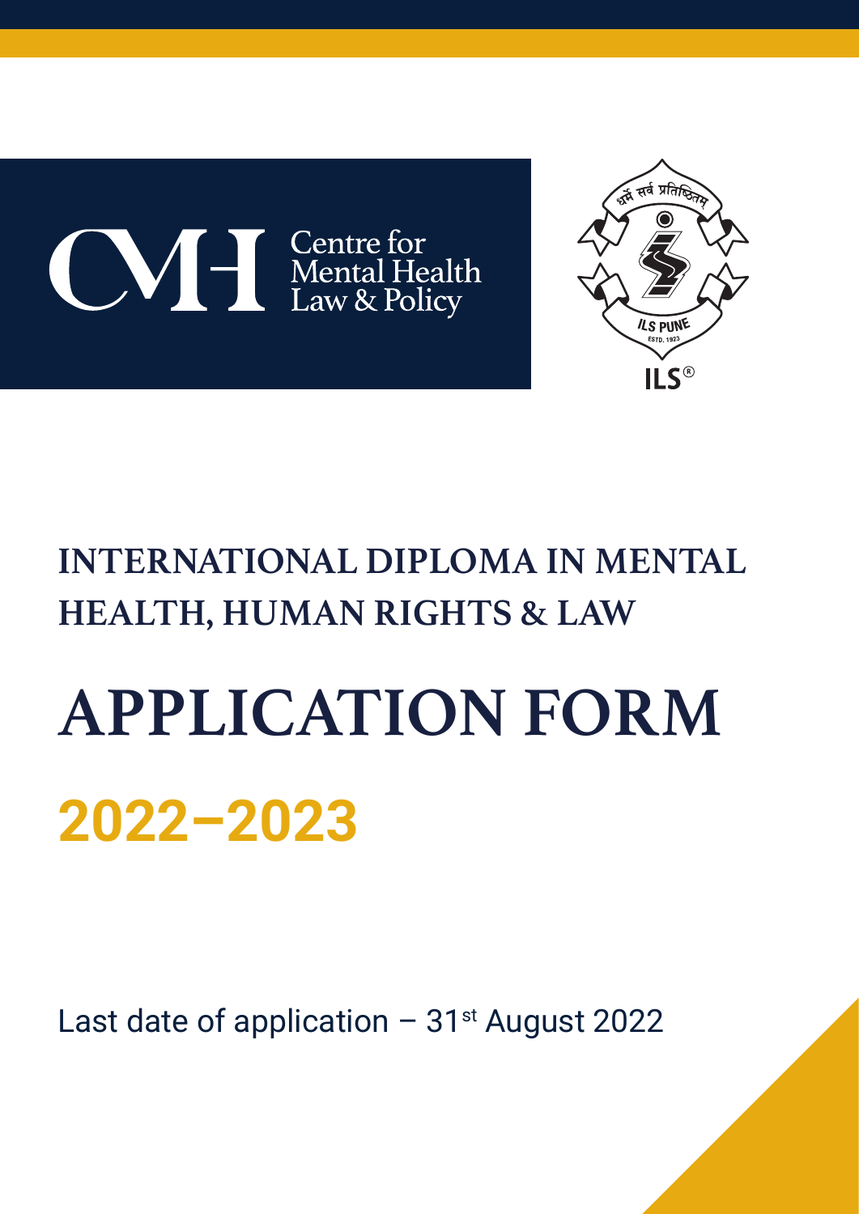Centre for Mental Health Law & Policy

धर्मे सर्वं प्रतिष्ठितम्

ILS PUNE

ESTD. 1923

ILS®

# INTERNATIONAL DIPLOMA IN MENTAL HEALTH, HUMAN RIGHTS & LAW

# APPLICATION FORM

## 2022–2023

Last date of application – 31st August 2022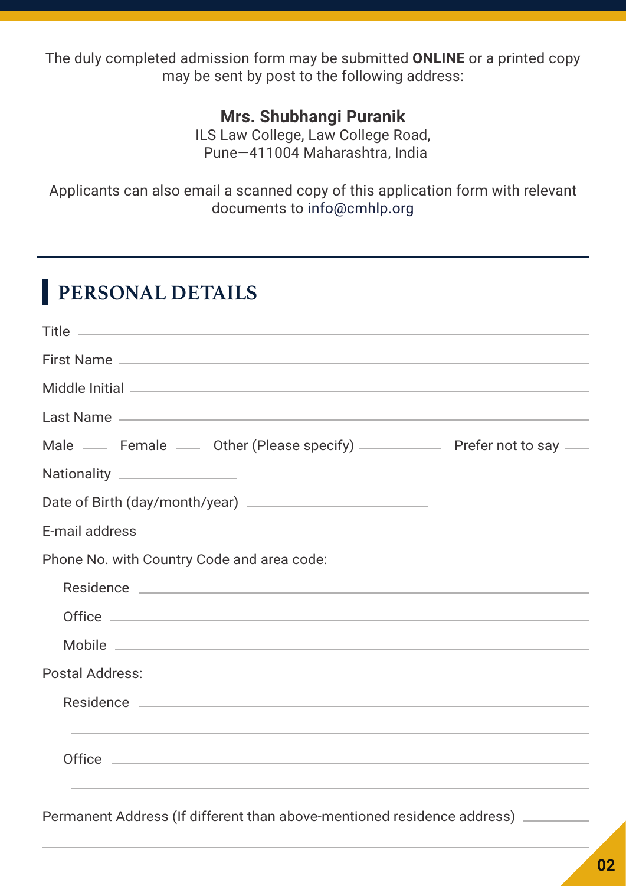The duly completed admission form may be submitted **ONLINE** or a printed copy may be sent by post to the following address:

**Mrs. Shubhangi Puranik**
ILS Law College, Law College Road,
Pune—411004 Maharashtra, India

Applicants can also email a scanned copy of this application form with relevant documents to info@cmhlp.org

---

## PERSONAL DETAILS

Title ______________________________

First Name ______________________________

Middle Initial ______________________________

Last Name ______________________________

Male ____ Female ____ Other (Please specify) __________ Prefer not to say ____

Nationality ______________

Date of Birth (day/month/year) ____________________

E-mail address ______________________________

Phone No. with Country Code and area code:

- Residence ______________________________
- Office ______________________________
- Mobile ______________________________

Postal Address:

- Residence ______________________________
  ______________________________
- Office ______________________________
  ______________________________

Permanent Address (If different than above-mentioned residence address) ________
______________________________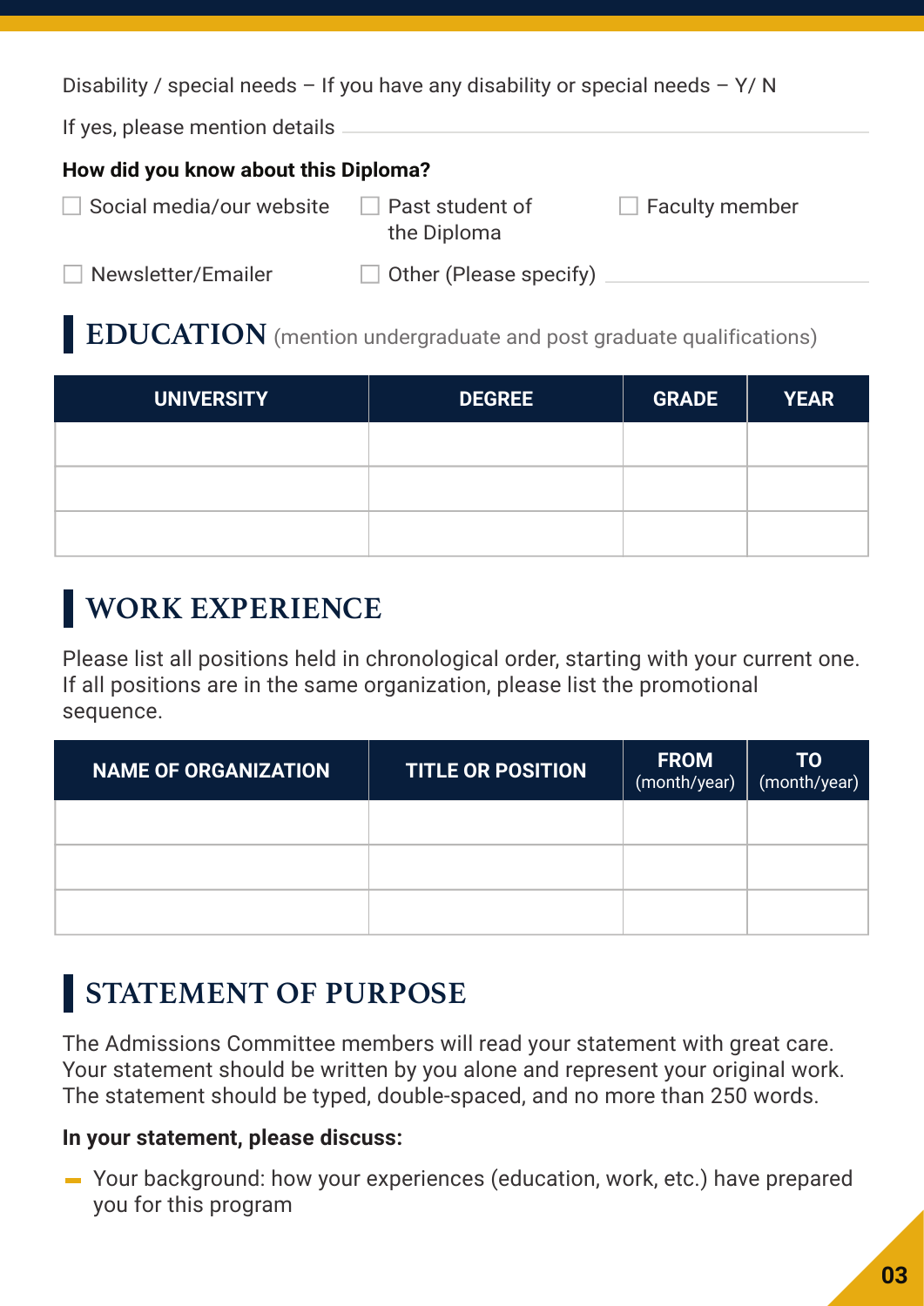Disability / special needs – If you have any disability or special needs – Y/ N

If yes, please mention details \_\_\_\_\_\_\_\_\_\_\_\_\_\_\_\_\_\_\_\_\_\_\_\_

**How did you know about this Diploma?**

- ☐ Social media/our website
- ☐ Past student of the Diploma
- ☐ Faculty member
- ☐ Newsletter/Emailer
- ☐ Other (Please specify) \_\_\_\_\_\_\_\_\_\_\_\_\_\_\_\_

## EDUCATION (mention undergraduate and post graduate qualifications)

| UNIVERSITY | DEGREE | GRADE | YEAR |
|---|---|---|---|
| | | | |
| | | | |
| | | | |

## WORK EXPERIENCE

Please list all positions held in chronological order, starting with your current one. If all positions are in the same organization, please list the promotional sequence.

| NAME OF ORGANIZATION | TITLE OR POSITION | FROM (month/year) | TO (month/year) |
|---|---|---|---|
| | | | |
| | | | |
| | | | |

## STATEMENT OF PURPOSE

The Admissions Committee members will read your statement with great care. Your statement should be written by you alone and represent your original work. The statement should be typed, double-spaced, and no more than 250 words.

**In your statement, please discuss:**

- Your background: how your experiences (education, work, etc.) have prepared you for this program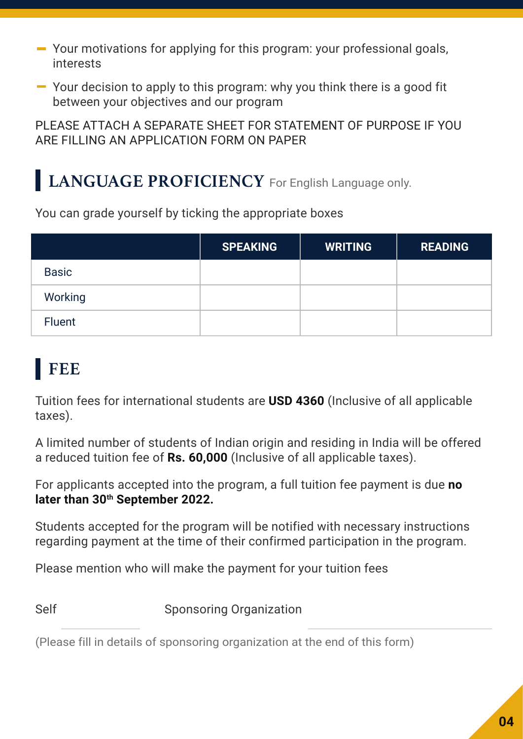- Your motivations for applying for this program: your professional goals, interests
- Your decision to apply to this program: why you think there is a good fit between your objectives and our program

PLEASE ATTACH A SEPARATE SHEET FOR STATEMENT OF PURPOSE IF YOU ARE FILLING AN APPLICATION FORM ON PAPER

## LANGUAGE PROFICIENCY For English Language only.

You can grade yourself by ticking the appropriate boxes

| | SPEAKING | WRITING | READING |
|---|---|---|---|
| Basic | | | |
| Working | | | |
| Fluent | | | |

## FEE

Tuition fees for international students are **USD 4360** (Inclusive of all applicable taxes).

A limited number of students of Indian origin and residing in India will be offered a reduced tuition fee of **Rs. 60,000** (Inclusive of all applicable taxes).

For applicants accepted into the program, a full tuition fee payment is due **no later than 30th September 2022.**

Students accepted for the program will be notified with necessary instructions regarding payment at the time of their confirmed participation in the program.

Please mention who will make the payment for your tuition fees

Self ____________ Sponsoring Organization ____________________

(Please fill in details of sponsoring organization at the end of this form)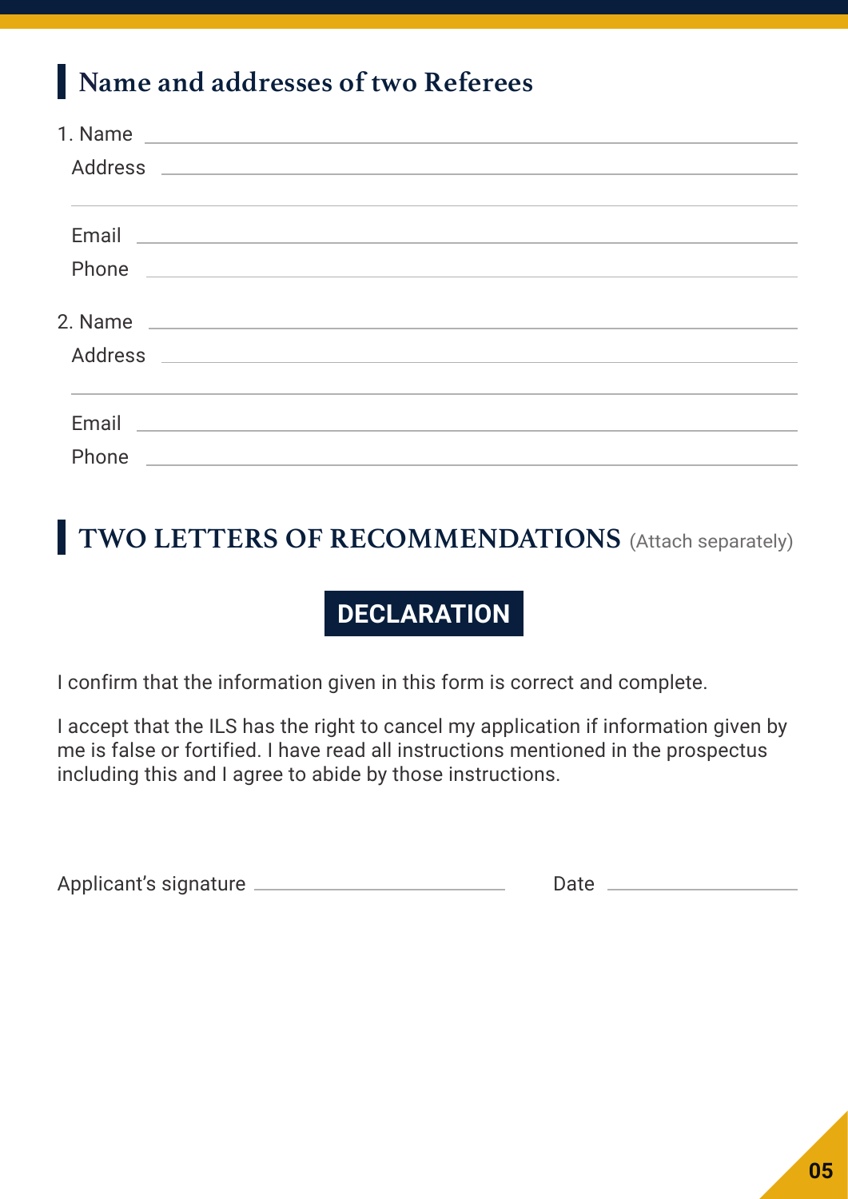## Name and addresses of two Referees

1. Name ______________________________

   Address ______________________________

   ______________________________

   Email ______________________________

   Phone ______________________________

2. Name ______________________________

   Address ______________________________

   ______________________________

   Email ______________________________

   Phone ______________________________

## TWO LETTERS OF RECOMMENDATIONS (Attach separately)

## DECLARATION

I confirm that the information given in this form is correct and complete.

I accept that the ILS has the right to cancel my application if information given by me is false or fortified. I have read all instructions mentioned in the prospectus including this and I agree to abide by those instructions.

Applicant's signature ______________________ Date ______________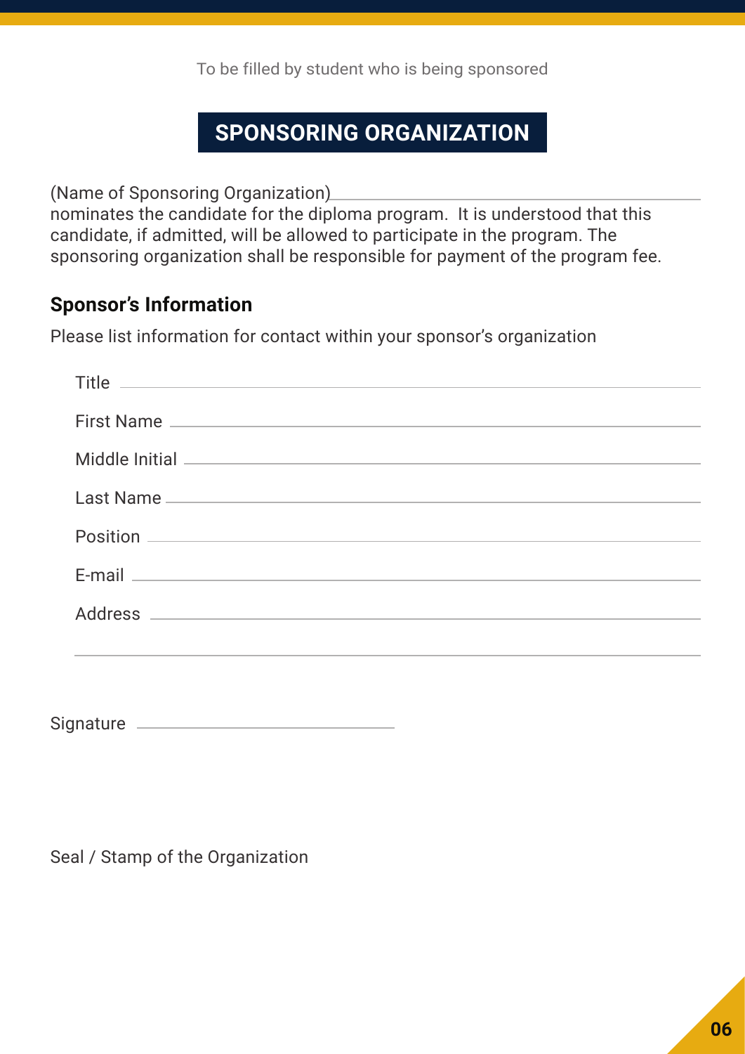To be filled by student who is being sponsored

# SPONSORING ORGANIZATION

(Name of Sponsoring Organization)\_\_\_\_\_\_\_\_\_\_\_\_\_\_\_\_\_\_\_\_\_\_\_\_\_\_\_\_\_\_\_\_\_\_\_\_\_\_\_\_
nominates the candidate for the diploma program. It is understood that this candidate, if admitted, will be allowed to participate in the program. The sponsoring organization shall be responsible for payment of the program fee.

## Sponsor's Information

Please list information for contact within your sponsor's organization

Title \_\_\_\_\_\_\_\_\_\_\_\_\_\_\_\_\_\_\_\_\_\_\_\_\_\_\_\_\_\_\_\_\_\_\_\_\_\_\_\_

First Name \_\_\_\_\_\_\_\_\_\_\_\_\_\_\_\_\_\_\_\_\_\_\_\_\_\_\_\_\_\_\_\_\_\_\_\_\_\_\_\_

Middle Initial \_\_\_\_\_\_\_\_\_\_\_\_\_\_\_\_\_\_\_\_\_\_\_\_\_\_\_\_\_\_\_\_\_\_\_\_\_\_\_\_

Last Name \_\_\_\_\_\_\_\_\_\_\_\_\_\_\_\_\_\_\_\_\_\_\_\_\_\_\_\_\_\_\_\_\_\_\_\_\_\_\_\_

Position \_\_\_\_\_\_\_\_\_\_\_\_\_\_\_\_\_\_\_\_\_\_\_\_\_\_\_\_\_\_\_\_\_\_\_\_\_\_\_\_

E-mail \_\_\_\_\_\_\_\_\_\_\_\_\_\_\_\_\_\_\_\_\_\_\_\_\_\_\_\_\_\_\_\_\_\_\_\_\_\_\_\_

Address \_\_\_\_\_\_\_\_\_\_\_\_\_\_\_\_\_\_\_\_\_\_\_\_\_\_\_\_\_\_\_\_\_\_\_\_\_\_\_\_

\_\_\_\_\_\_\_\_\_\_\_\_\_\_\_\_\_\_\_\_\_\_\_\_\_\_\_\_\_\_\_\_\_\_\_\_\_\_\_\_\_\_\_\_\_\_

Signature \_\_\_\_\_\_\_\_\_\_\_\_\_\_\_\_\_\_\_\_\_\_\_\_

Seal / Stamp of the Organization